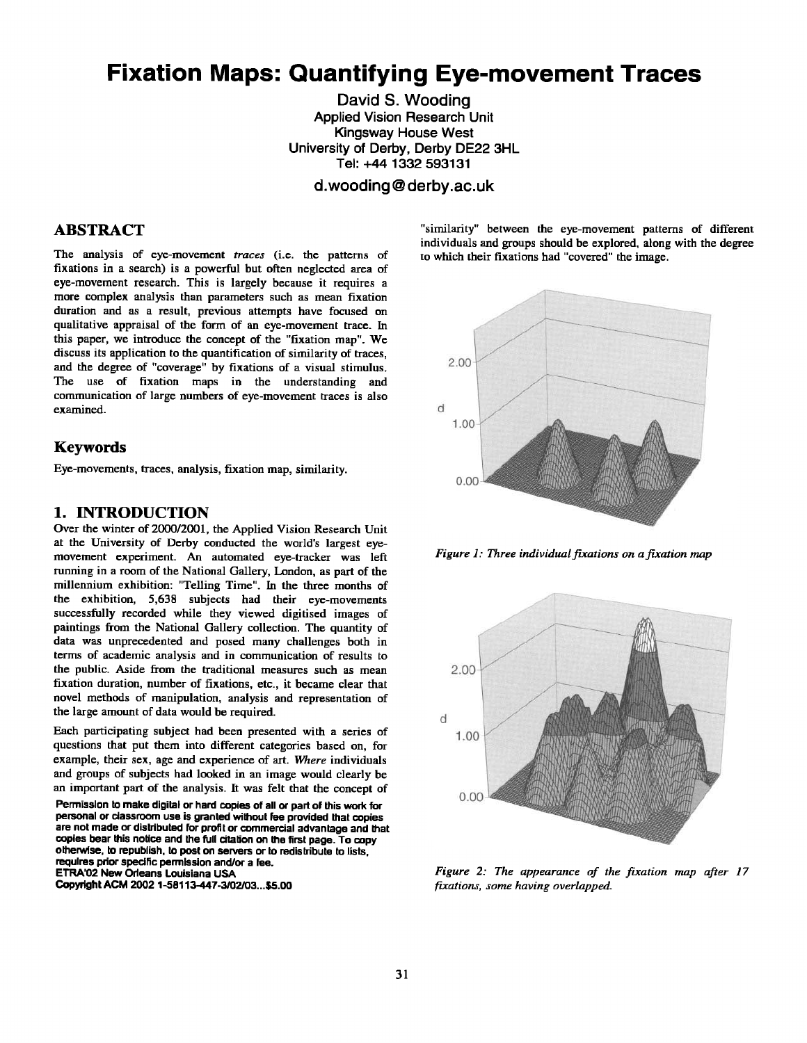# Fixation Maps: Quantifying Eye-movement Traces

David S. Wooding
Applied Vision Research Unit
Kingsway House West
University of Derby, Derby DE22 3HL
Tel: +44 1332 593131

d.wooding@derby.ac.uk

## ABSTRACT

The analysis of eye-movement *traces* (i.e. the patterns of fixations in a search) is a powerful but often neglected area of eye-movement research. This is largely because it requires a more complex analysis than parameters such as mean fixation duration and as a result, previous attempts have focused on qualitative appraisal of the form of an eye-movement trace. In this paper, we introduce the concept of the "fixation map". We discuss its application to the quantification of similarity of traces, and the degree of "coverage" by fixations of a visual stimulus. The use of fixation maps in the understanding and communication of large numbers of eye-movement traces is also examined.

### Keywords

Eye-movements, traces, analysis, fixation map, similarity.

## 1. INTRODUCTION

Over the winter of 2000/2001, the Applied Vision Research Unit at the University of Derby conducted the world's largest eye-movement experiment. An automated eye-tracker was left running in a room of the National Gallery, London, as part of the millennium exhibition: "Telling Time". In the three months of the exhibition, 5,638 subjects had their eye-movements successfully recorded while they viewed digitised images of paintings from the National Gallery collection. The quantity of data was unprecedented and posed many challenges both in terms of academic analysis and in communication of results to the public. Aside from the traditional measures such as mean fixation duration, number of fixations, etc., it became clear that novel methods of manipulation, analysis and representation of the large amount of data would be required.

Each participating subject had been presented with a series of questions that put them into different categories based on, for example, their sex, age and experience of art. *Where* individuals and groups of subjects had looked in an image would clearly be an important part of the analysis. It was felt that the concept of "similarity" between the eye-movement patterns of different individuals and groups should be explored, along with the degree to which their fixations had "covered" the image.

**Permission to make digital or hard copies of all or part of this work for personal or classroom use is granted without fee provided that copies are not made or distributed for profit or commercial advantage and that copies bear this notice and the full citation on the first page. To copy otherwise, to republish, to post on servers or to redistribute to lists, requires prior specific permission and/or a fee.**
**ETRA'02 New Orleans Louisiana USA**
**Copyright ACM 2002 1-58113-447-3/02/03...$5.00**

*Figure 1: Three individual fixations on a fixation map*

*Figure 2: The appearance of the fixation map after 17 fixations, some having overlapped.*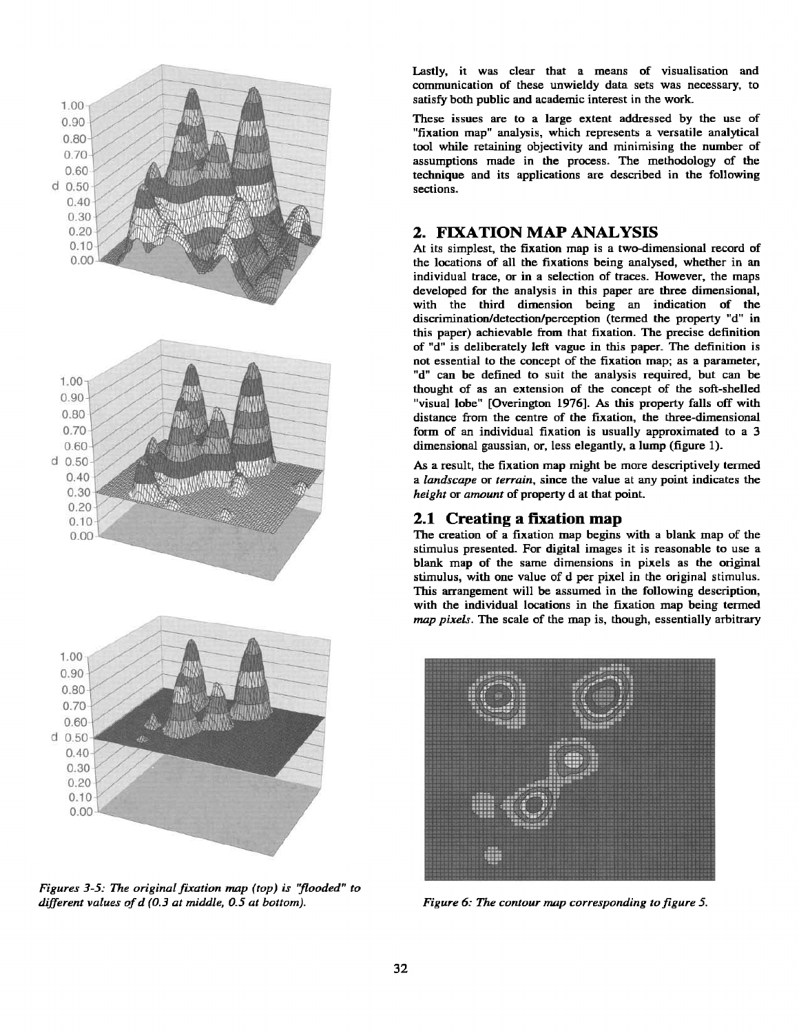Figures 3-5: The original fixation map (top) is "flooded" to different values of d (0.3 at middle, 0.5 at bottom).

Lastly, it was clear that a means of visualisation and communication of these unwieldy data sets was necessary, to satisfy both public and academic interest in the work.

These issues are to a large extent addressed by the use of "fixation map" analysis, which represents a versatile analytical tool while retaining objectivity and minimising the number of assumptions made in the process. The methodology of the technique and its applications are described in the following sections.

## 2. FIXATION MAP ANALYSIS

At its simplest, the fixation map is a two-dimensional record of the locations of all the fixations being analysed, whether in an individual trace, or in a selection of traces. However, the maps developed for the analysis in this paper are three dimensional, with the third dimension being an indication of the discrimination/detection/perception (termed the property "d" in this paper) achievable from that fixation. The precise definition of "d" is deliberately left vague in this paper. The definition is not essential to the concept of the fixation map; as a parameter, "d" can be defined to suit the analysis required, but can be thought of as an extension of the concept of the soft-shelled "visual lobe" [Overington 1976]. As this property falls off with distance from the centre of the fixation, the three-dimensional form of an individual fixation is usually approximated to a 3 dimensional gaussian, or, less elegantly, a lump (figure 1).

As a result, the fixation map might be more descriptively termed a *landscape* or *terrain*, since the value at any point indicates the *height* or *amount* of property d at that point.

### 2.1 Creating a fixation map

The creation of a fixation map begins with a blank map of the stimulus presented. For digital images it is reasonable to use a blank map of the same dimensions in pixels as the original stimulus, with one value of d per pixel in the original stimulus. This arrangement will be assumed in the following description, with the individual locations in the fixation map being termed *map pixels*. The scale of the map is, though, essentially arbitrary

Figure 6: The contour map corresponding to figure 5.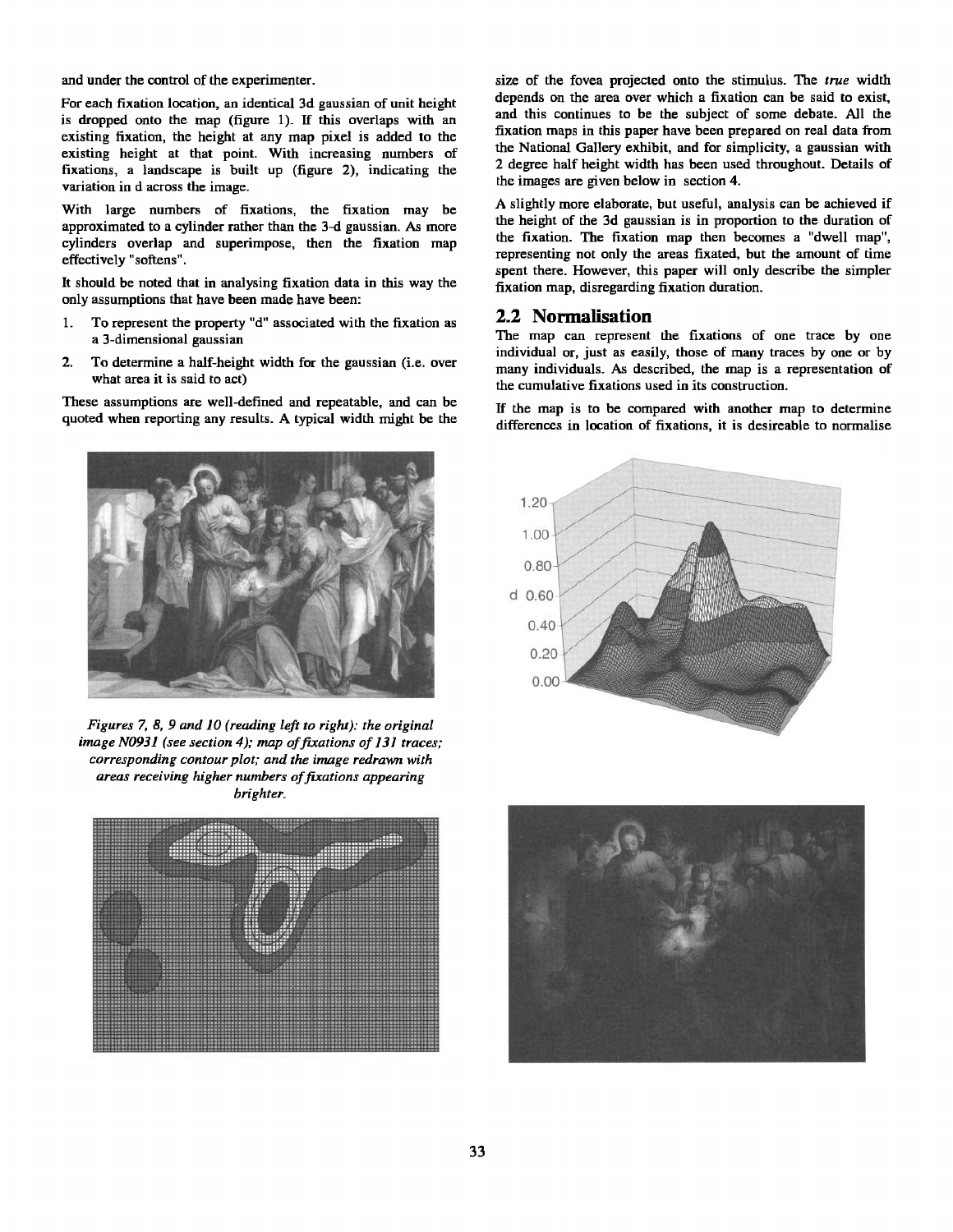and under the control of the experimenter.

For each fixation location, an identical 3d gaussian of unit height is dropped onto the map (figure 1). If this overlaps with an existing fixation, the height at any map pixel is added to the existing height at that point. With increasing numbers of fixations, a landscape is built up (figure 2), indicating the variation in d across the image.

With large numbers of fixations, the fixation may be approximated to a cylinder rather than the 3-d gaussian. As more cylinders overlap and superimpose, then the fixation map effectively "softens".

It should be noted that in analysing fixation data in this way the only assumptions that have been made have been:

1. To represent the property "d" associated with the fixation as a 3-dimensional gaussian
2. To determine a half-height width for the gaussian (i.e. over what area it is said to act)

These assumptions are well-defined and repeatable, and can be quoted when reporting any results. A typical width might be the size of the fovea projected onto the stimulus. The *true* width depends on the area over which a fixation can be said to exist, and this continues to be the subject of some debate. All the fixation maps in this paper have been prepared on real data from the National Gallery exhibit, and for simplicity, a gaussian with 2 degree half height width has been used throughout. Details of the images are given below in section 4.

A slightly more elaborate, but useful, analysis can be achieved if the height of the 3d gaussian is in proportion to the duration of the fixation. The fixation map then becomes a "dwell map", representing not only the areas fixated, but the amount of time spent there. However, this paper will only describe the simpler fixation map, disregarding fixation duration.

## 2.2 Normalisation

The map can represent the fixations of one trace by one individual or, just as easily, those of many traces by one or by many individuals. As described, the map is a representation of the cumulative fixations used in its construction.

If the map is to be compared with another map to determine differences in location of fixations, it is desireable to normalise

*Figures 7, 8, 9 and 10 (reading left to right): the original image N0931 (see section 4); map of fixations of 131 traces; corresponding contour plot; and the image redrawn with areas receiving higher numbers of fixations appearing brighter.*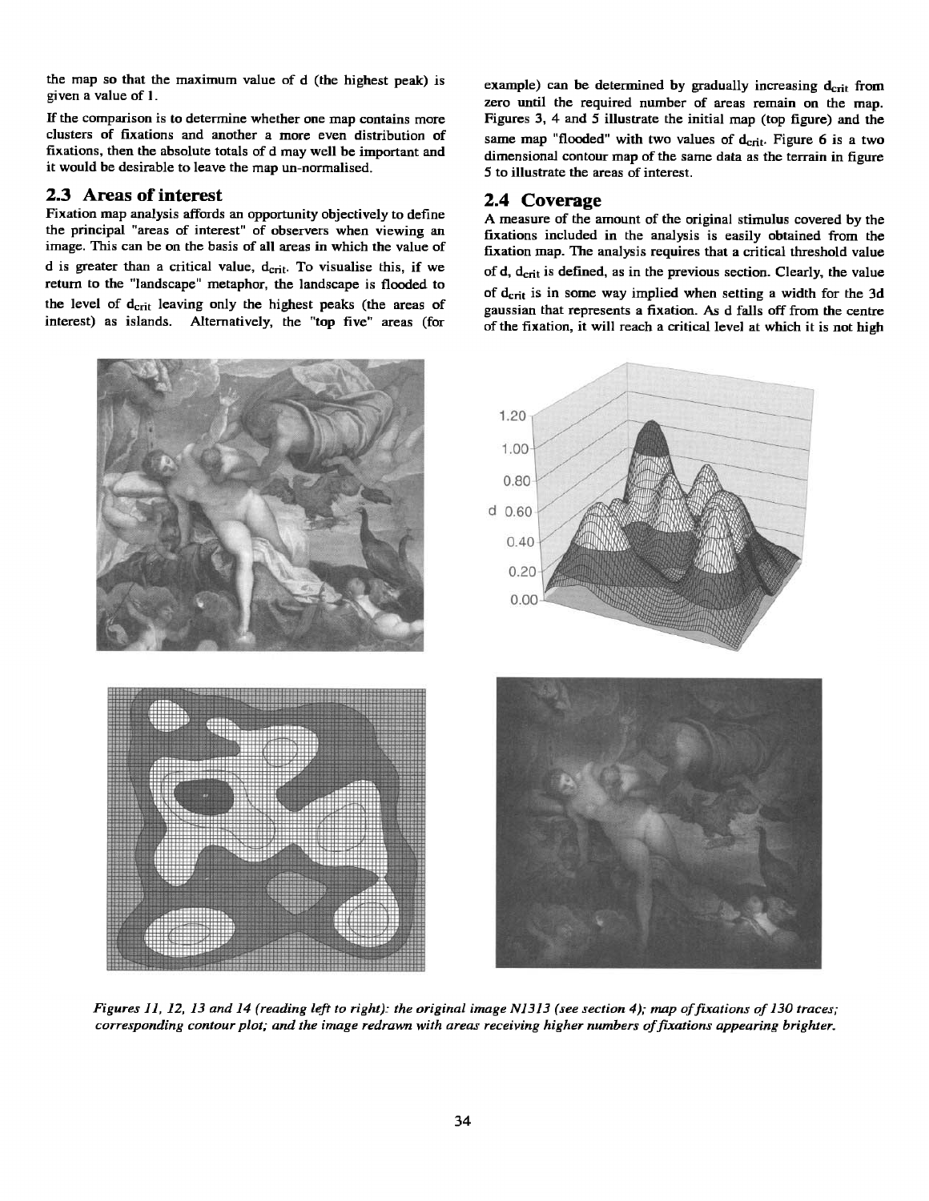the map so that the maximum value of d (the highest peak) is given a value of 1.

If the comparison is to determine whether one map contains more clusters of fixations and another a more even distribution of fixations, then the absolute totals of d may well be important and it would be desirable to leave the map un-normalised.

## 2.3 Areas of interest

Fixation map analysis affords an opportunity objectively to define the principal "areas of interest" of observers when viewing an image. This can be on the basis of all areas in which the value of d is greater than a critical value, $d_{crit}$. To visualise this, if we return to the "landscape" metaphor, the landscape is flooded to the level of $d_{crit}$ leaving only the highest peaks (the areas of interest) as islands. Alternatively, the "top five" areas (for example) can be determined by gradually increasing $d_{crit}$ from zero until the required number of areas remain on the map. Figures 3, 4 and 5 illustrate the initial map (top figure) and the same map "flooded" with two values of $d_{crit}$. Figure 6 is a two dimensional contour map of the same data as the terrain in figure 5 to illustrate the areas of interest.

## 2.4 Coverage

A measure of the amount of the original stimulus covered by the fixations included in the analysis is easily obtained from the fixation map. The analysis requires that a critical threshold value of d, $d_{crit}$ is defined, as in the previous section. Clearly, the value of $d_{crit}$ is in some way implied when setting a width for the 3d gaussian that represents a fixation. As d falls off from the centre of the fixation, it will reach a critical level at which it is not high

*Figures 11, 12, 13 and 14 (reading left to right): the original image N1313 (see section 4); map of fixations of 130 traces; corresponding contour plot; and the image redrawn with areas receiving higher numbers of fixations appearing brighter.*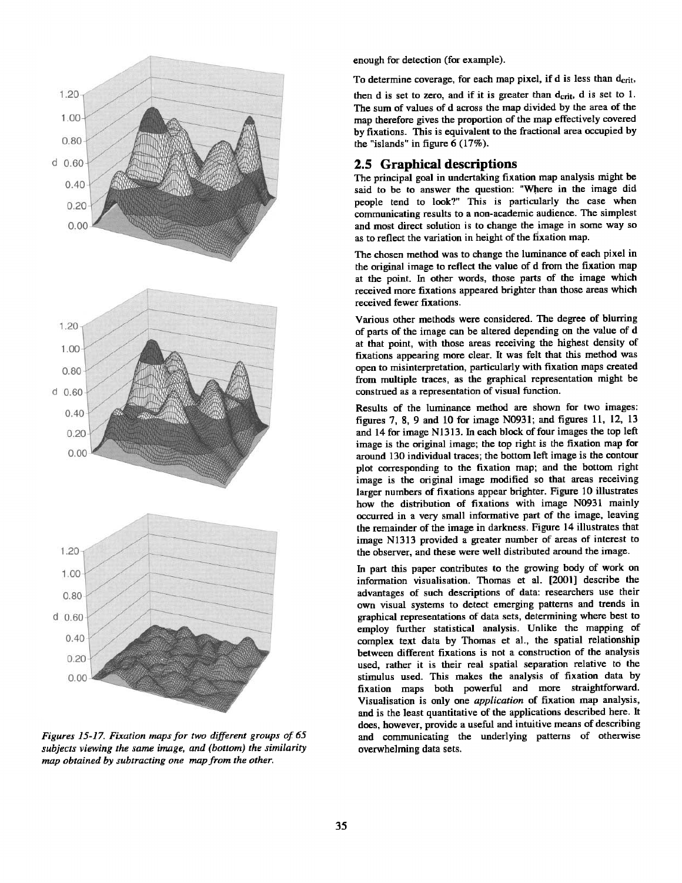Figures 15-17. Fixation maps for two different groups of 65 subjects viewing the same image, and (bottom) the similarity map obtained by subtracting one map from the other.

enough for detection (for example).

To determine coverage, for each map pixel, if d is less than $d_{crit}$, then d is set to zero, and if it is greater than $d_{crit}$, d is set to 1. The sum of values of d across the map divided by the area of the map therefore gives the proportion of the map effectively covered by fixations. This is equivalent to the fractional area occupied by the "islands" in figure 6 (17%).

## 2.5 Graphical descriptions

The principal goal in undertaking fixation map analysis might be said to be to answer the question: "Where in the image did people tend to look?" This is particularly the case when communicating results to a non-academic audience. The simplest and most direct solution is to change the image in some way so as to reflect the variation in height of the fixation map.

The chosen method was to change the luminance of each pixel in the original image to reflect the value of d from the fixation map at the point. In other words, those parts of the image which received more fixations appeared brighter than those areas which received fewer fixations.

Various other methods were considered. The degree of blurring of parts of the image can be altered depending on the value of d at that point, with those areas receiving the highest density of fixations appearing more clear. It was felt that this method was open to misinterpretation, particularly with fixation maps created from multiple traces, as the graphical representation might be construed as a representation of visual function.

Results of the luminance method are shown for two images: figures 7, 8, 9 and 10 for image N0931; and figures 11, 12, 13 and 14 for image N1313. In each block of four images the top left image is the original image; the top right is the fixation map for around 130 individual traces; the bottom left image is the contour plot corresponding to the fixation map; and the bottom right image is the original image modified so that areas receiving larger numbers of fixations appear brighter. Figure 10 illustrates how the distribution of fixations with image N0931 mainly occurred in a very small informative part of the image, leaving the remainder of the image in darkness. Figure 14 illustrates that image N1313 provided a greater number of areas of interest to the observer, and these were well distributed around the image.

In part this paper contributes to the growing body of work on information visualisation. Thomas et al. [2001] describe the advantages of such descriptions of data: researchers use their own visual systems to detect emerging patterns and trends in graphical representations of data sets, determining where best to employ further statistical analysis. Unlike the mapping of complex text data by Thomas et al., the spatial relationship between different fixations is not a construction of the analysis used, rather it is their real spatial separation relative to the stimulus used. This makes the analysis of fixation data by fixation maps both powerful and more straightforward. Visualisation is only one *application* of fixation map analysis, and is the least quantitative of the applications described here. It does, however, provide a useful and intuitive means of describing and communicating the underlying patterns of otherwise overwhelming data sets.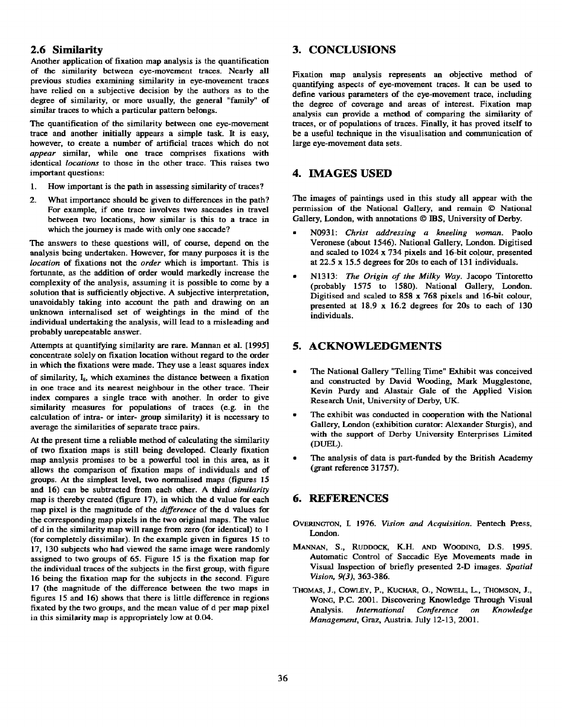## 2.6 Similarity

Another application of fixation map analysis is the quantification of the similarity between eye-movement traces. Nearly all previous studies examining similarity in eye-movement traces have relied on a subjective decision by the authors as to the degree of similarity, or more usually, the general "family" of similar traces to which a particular pattern belongs.

The quantification of the similarity between one eye-movement trace and another initially appears a simple task. It is easy, however, to create a number of artificial traces which do not *appear* similar, while one trace comprises fixations with identical *locations* to those in the other trace. This raises two important questions:

1. How important is the path in assessing similarity of traces?
2. What importance should be given to differences in the path? For example, if one trace involves two saccades in travel between two locations, how similar is this to a trace in which the journey is made with only one saccade?

The answers to these questions will, of course, depend on the analysis being undertaken. However, for many purposes it is the *location* of fixations not the *order* which is important. This is fortunate, as the addition of order would markedly increase the complexity of the analysis, assuming it is possible to come by a solution that is sufficiently objective. A subjective interpretation, unavoidably taking into account the path and drawing on an unknown internalised set of weightings in the mind of the individual undertaking the analysis, will lead to a misleading and probably unrepeatable answer.

Attempts at quantifying similarity are rare. Mannan et al. [1995] concentrate solely on fixation location without regard to the order in which the fixations were made. They use a least squares index of similarity, $I_S$, which examines the distance between a fixation in one trace and its nearest neighbour in the other trace. Their index compares a single trace with another. In order to give similarity measures for populations of traces (e.g. in the calculation of intra- or inter- group similarity) it is necessary to average the similarities of separate trace pairs.

At the present time a reliable method of calculating the similarity of two fixation maps is still being developed. Clearly fixation map analysis promises to be a powerful tool in this area, as it allows the comparison of fixation maps of individuals and of groups. At the simplest level, two normalised maps (figures 15 and 16) can be subtracted from each other. A third *similarity* map is thereby created (figure 17), in which the d value for each map pixel is the magnitude of the *difference* of the d values for the corresponding map pixels in the two original maps. The value of d in the similarity map will range from zero (for identical) to 1 (for completely dissimilar). In the example given in figures 15 to 17, 130 subjects who had viewed the same image were randomly assigned to two groups of 65. Figure 15 is the fixation map for the individual traces of the subjects in the first group, with figure 16 being the fixation map for the subjects in the second. Figure 17 (the magnitude of the difference between the two maps in figures 15 and 16) shows that there is little difference in regions fixated by the two groups, and the mean value of d per map pixel in this similarity map is appropriately low at 0.04.

# 3. CONCLUSIONS

Fixation map analysis represents an objective method of quantifying aspects of eye-movement traces. It can be used to define various parameters of the eye-movement trace, including the degree of coverage and areas of interest. Fixation map analysis can provide a method of comparing the similarity of traces, or of populations of traces. Finally, it has proved itself to be a useful technique in the visualisation and communication of large eye-movement data sets.

# 4. IMAGES USED

The images of paintings used in this study all appear with the permission of the National Gallery, and remain © National Gallery, London, with annotations © IBS, University of Derby.

- N0931: *Christ addressing a kneeling woman.* Paolo Veronese (about 1546). National Gallery, London. Digitised and scaled to 1024 x 734 pixels and 16-bit colour, presented at 22.5 x 15.5 degrees for 20s to each of 131 individuals.
- N1313: *The Origin of the Milky Way.* Jacopo Tintoretto (probably 1575 to 1580). National Gallery, London. Digitised and scaled to 858 x 768 pixels and 16-bit colour, presented at 18.9 x 16.2 degrees for 20s to each of 130 individuals.

# 5. ACKNOWLEDGMENTS

- The National Gallery "Telling Time" Exhibit was conceived and constructed by David Wooding, Mark Mugglestone, Kevin Purdy and Alastair Gale of the Applied Vision Research Unit, University of Derby, UK.
- The exhibit was conducted in cooperation with the National Gallery, London (exhibition curator: Alexander Sturgis), and with the support of Derby University Enterprises Limited (DUEL).
- The analysis of data is part-funded by the British Academy (grant reference 31757).

# 6. REFERENCES

OVERINGTON, I. 1976. *Vision and Acquisition.* Pentech Press, London.

MANNAN, S., RUDDOCK, K.H. AND WOODING, D.S. 1995. Automatic Control of Saccadic Eye Movements made in Visual Inspection of briefly presented 2-D images. *Spatial Vision, 9(3)*, 363-386.

THOMAS, J., COWLEY, P., KUCHAR, O., NOWELL, L., THOMSON, J., WONG, P.C. 2001. Discovering Knowledge Through Visual Analysis. *International Conference on Knowledge Management*, Graz, Austria. July 12-13, 2001.